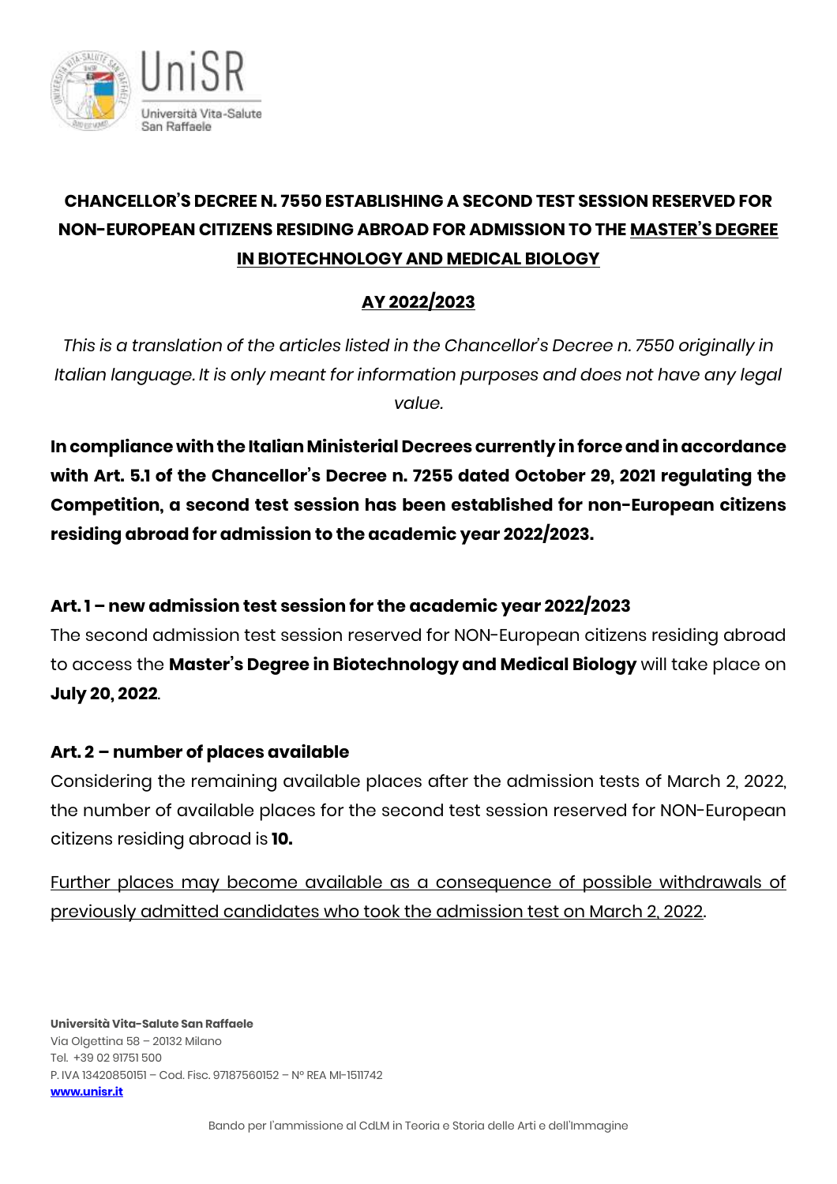# CHANCELLOR'S DECREE N. 7550 ESTABLISHING A SECOND TEST SESSION RESERVED FOR NON-EUROPEAN CITIZENS RESIDING ABROAD FOR ADMISSION TO THE MASTER'S DEGREE IN BIOTECHNOLOGY AND MEDICAL BIOLOGY

## AY 2022/2023

*This is a translation of the articles listed in the Chancellor's Decree n. 7550 originally in Italian language. It is only meant for information purposes and does not have any legal value.*

**In compliance with the Italian Ministerial Decrees currently in force and in accordance with Art. 5.1 of the Chancellor's Decree n. 7255 dated October 29, 2021 regulating the Competition, a second test session has been established for non-European citizens residing abroad for admission to the academic year 2022/2023.**

### Art. 1 – new admission test session for the academic year 2022/2023

The second admission test session reserved for NON-European citizens residing abroad to access the **Master's Degree in Biotechnology and Medical Biology** will take place on **July 20, 2022**.

### Art. 2 – number of places available

Considering the remaining available places after the admission tests of March 2, 2022, the number of available places for the second test session reserved for NON-European citizens residing abroad is **10.**

Further places may become available as a consequence of possible withdrawals of previously admitted candidates who took the admission test on March 2, 2022.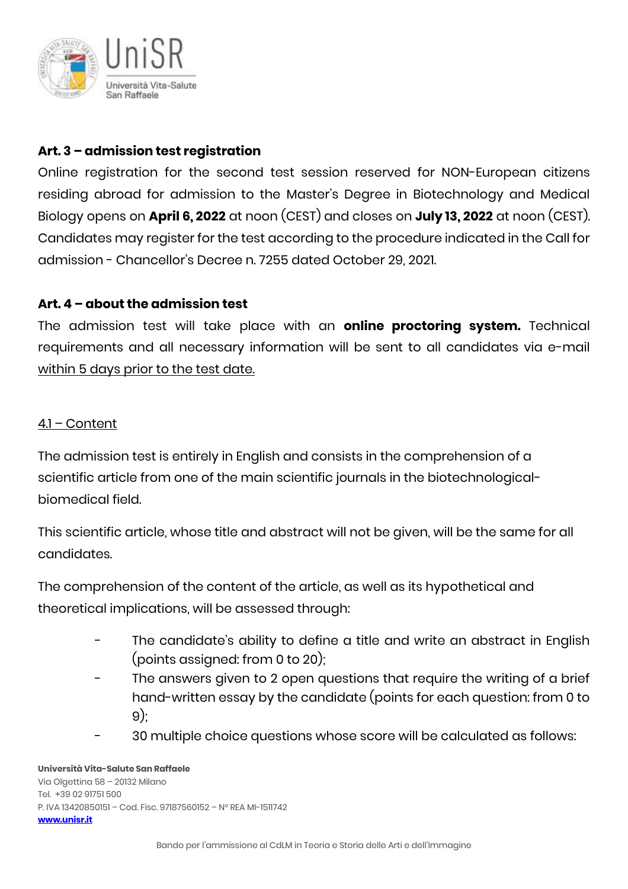**Art. 3 – admission test registration**

Online registration for the second test session reserved for NON-European citizens residing abroad for admission to the Master's Degree in Biotechnology and Medical Biology opens on **April 6, 2022** at noon (CEST) and closes on **July 13, 2022** at noon (CEST). Candidates may register for the test according to the procedure indicated in the Call for admission - Chancellor's Decree n. 7255 dated October 29, 2021.

**Art. 4 – about the admission test**

The admission test will take place with an **online proctoring system.** Technical requirements and all necessary information will be sent to all candidates via e-mail within 5 days prior to the test date.

4.1 – Content

The admission test is entirely in English and consists in the comprehension of a scientific article from one of the main scientific journals in the biotechnological-biomedical field.

This scientific article, whose title and abstract will not be given, will be the same for all candidates.

The comprehension of the content of the article, as well as its hypothetical and theoretical implications, will be assessed through:

- The candidate's ability to define a title and write an abstract in English (points assigned: from 0 to 20);
- The answers given to 2 open questions that require the writing of a brief hand-written essay by the candidate (points for each question: from 0 to 9);
- 30 multiple choice questions whose score will be calculated as follows: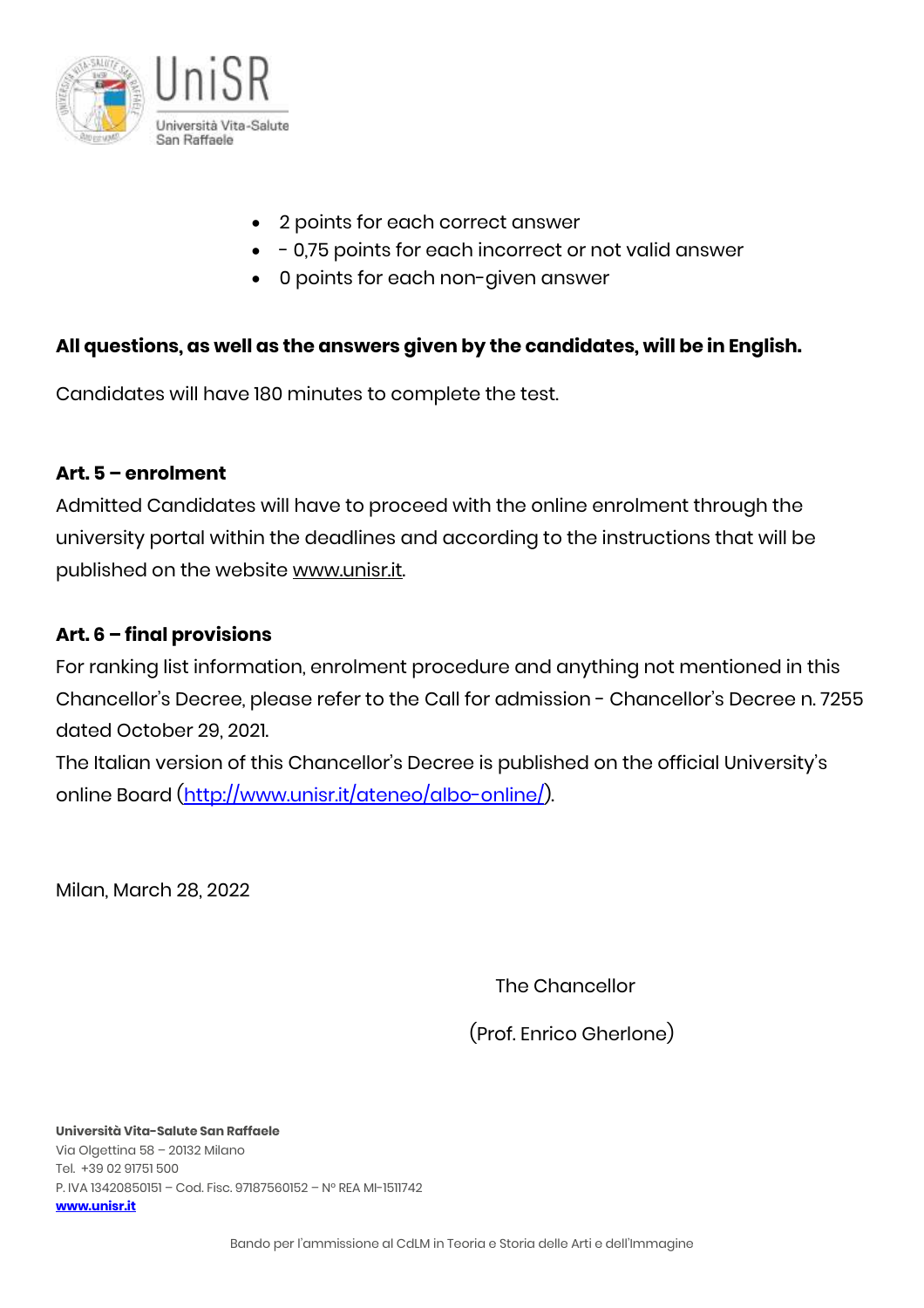- 2 points for each correct answer
- - 0,75 points for each incorrect or not valid answer
- 0 points for each non-given answer

**All questions, as well as the answers given by the candidates, will be in English.**

Candidates will have 180 minutes to complete the test.

### Art. 5 – enrolment

Admitted Candidates will have to proceed with the online enrolment through the university portal within the deadlines and according to the instructions that will be published on the website www.unisr.it.

### Art. 6 – final provisions

For ranking list information, enrolment procedure and anything not mentioned in this Chancellor's Decree, please refer to the Call for admission - Chancellor's Decree n. 7255 dated October 29, 2021.

The Italian version of this Chancellor's Decree is published on the official University's online Board (http://www.unisr.it/ateneo/albo-online/).

Milan, March 28, 2022

The Chancellor

(Prof. Enrico Gherlone)

**Università Vita-Salute San Raffaele**
Via Olgettina 58 – 20132 Milano
Tel. +39 02 91751 500
P. IVA 13420850151 – Cod. Fisc. 97187560152 – N° REA MI-1511742
**www.unisr.it**

Bando per l'ammissione al CdLM in Teoria e Storia delle Arti e dell'Immagine